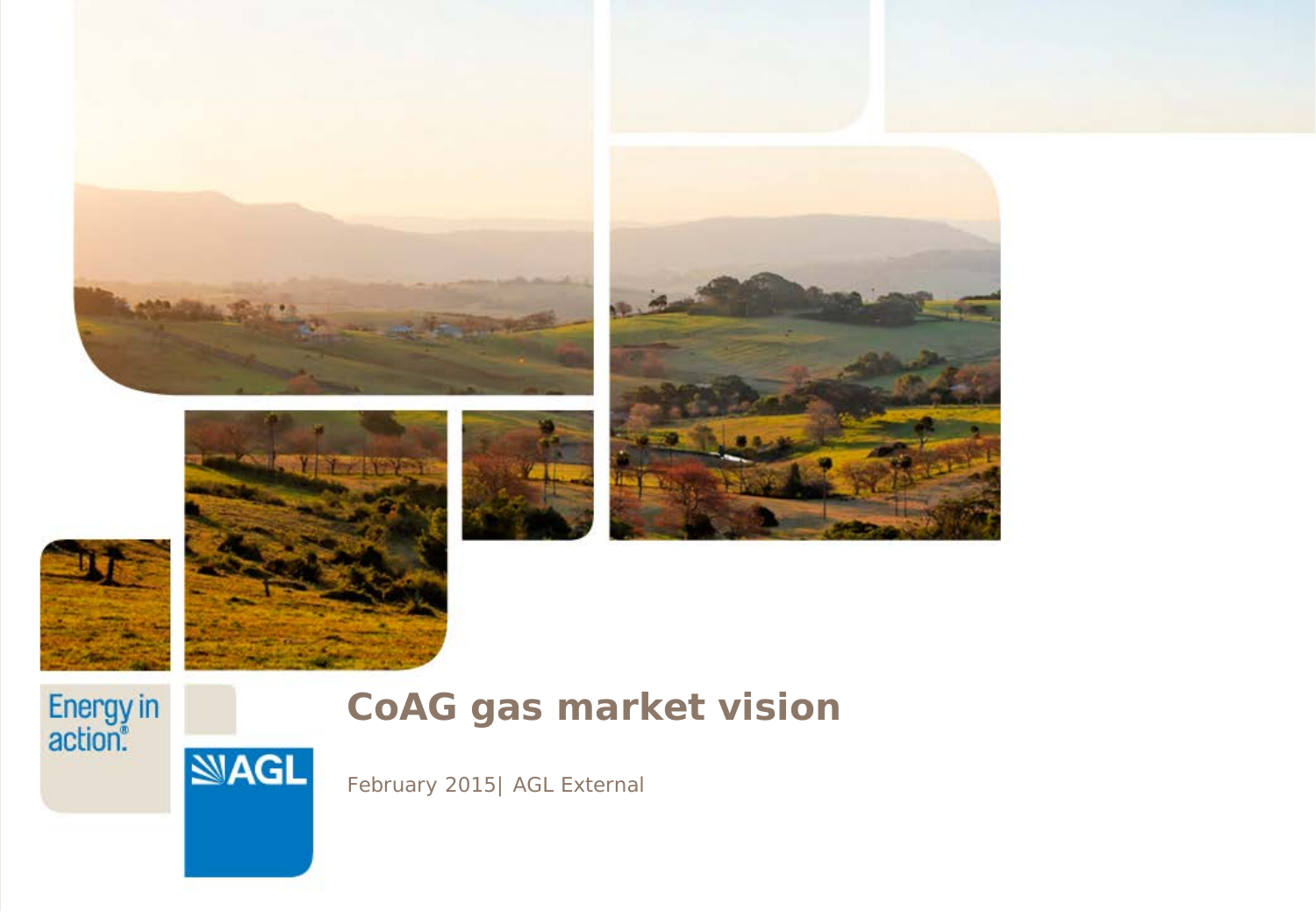Energy in action®

AGL

# CoAG gas market vision

February 2015| AGL External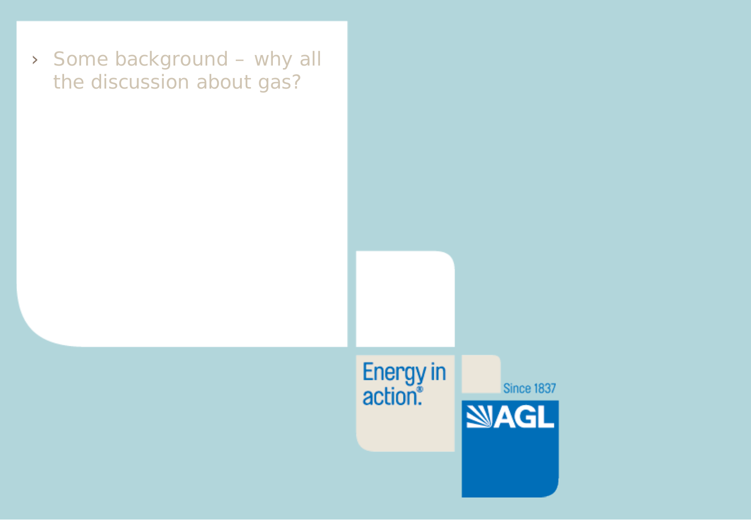- Some background – why all the discussion about gas?

Energy in action.®

Since 1837

AGL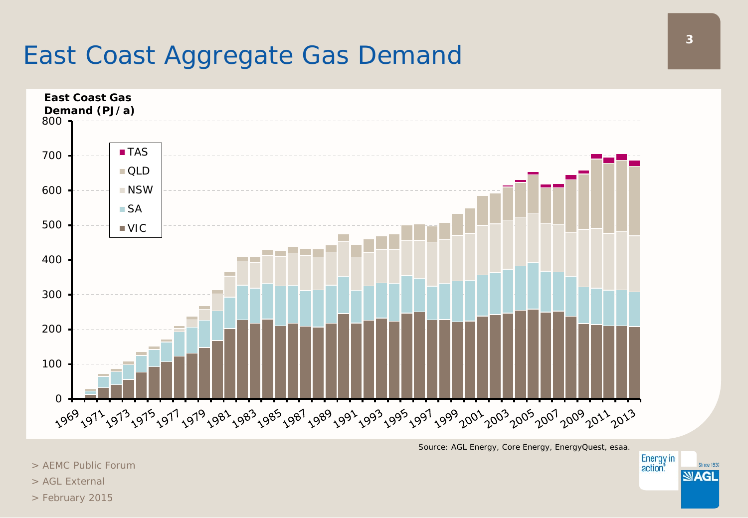# East Coast Aggregate Gas Demand

East Coast Gas Demand (PJ / a)

Source: AGL Energy, Core Energy, EnergyQuest, esaa.

> AEMC Public Forum

> AGL External

> February 2015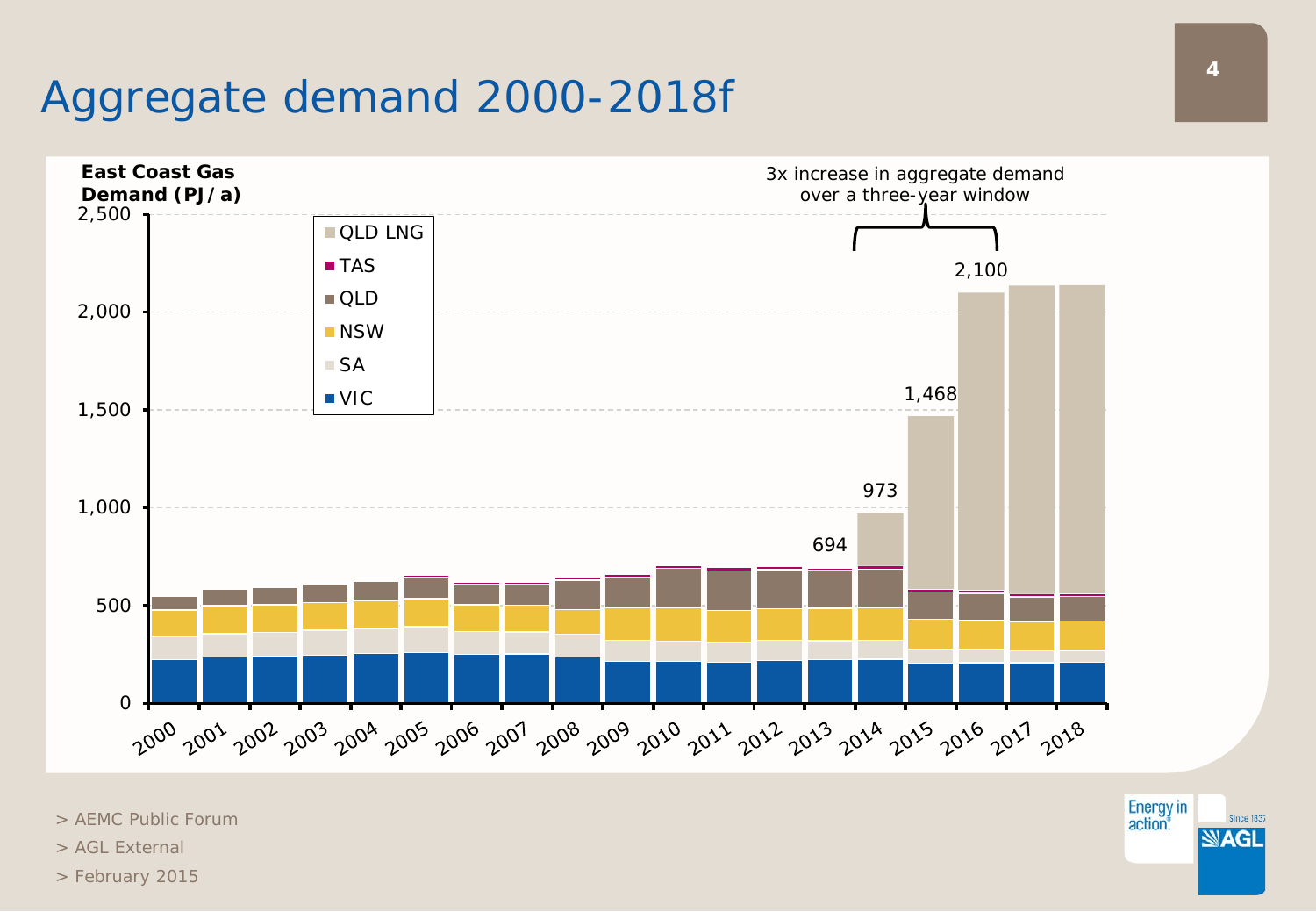# Aggregate demand 2000-2018f

**East Coast Gas Demand (PJ / a)**

3x increase in aggregate demand over a three-year window

Legend: QLD LNG, TAS, QLD, NSW, SA, VIC

Labelled totals: 2013: 694; 2014: 973; 2015: 1,468; 2016: 2,100

Y-axis: 0, 500, 1,000, 1,500, 2,000, 2,500

X-axis: 2000, 2001, 2002, 2003, 2004, 2005, 2006, 2007, 2008, 2009, 2010, 2011, 2012, 2013, 2014, 2015, 2016, 2017, 2018

> AEMC Public Forum

> AGL External

> February 2015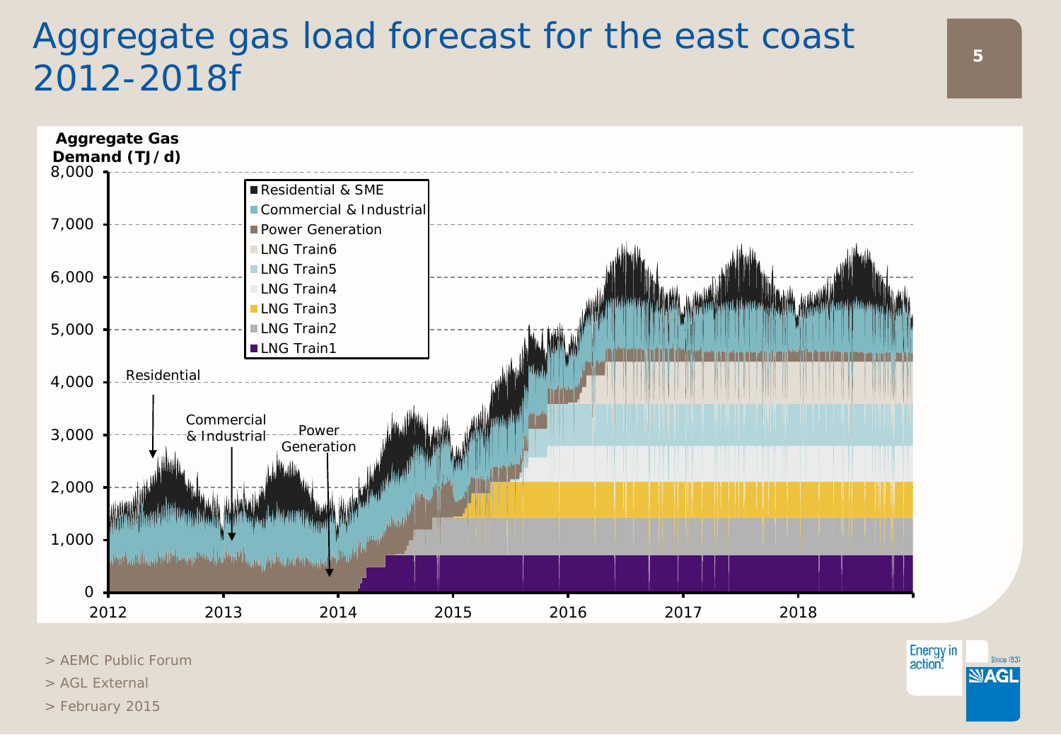# Aggregate gas load forecast for the east coast 2012-2018f

**Aggregate Gas Demand (TJ/d)**

Legend:
- Residential & SME
- Commercial & Industrial
- Power Generation
- LNG Train6
- LNG Train5
- LNG Train4
- LNG Train3
- LNG Train2
- LNG Train1

Annotations: Residential; Commercial & Industrial; Power Generation

Y-axis: 0, 1,000, 2,000, 3,000, 4,000, 5,000, 6,000, 7,000, 8,000

X-axis: 2012, 2013, 2014, 2015, 2016, 2017, 2018

> AEMC Public Forum
> AGL External
> February 2015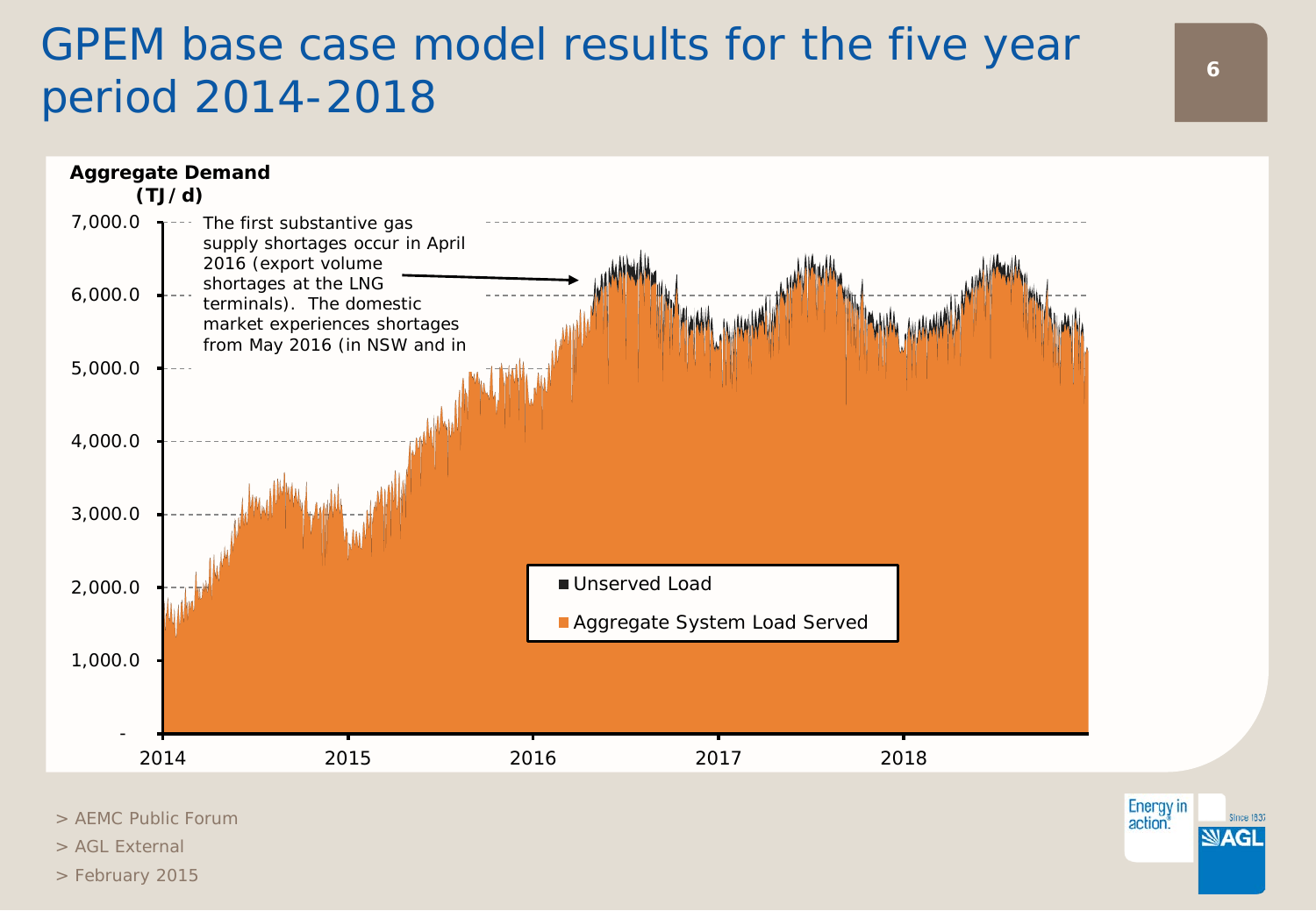# GPEM base case model results for the five year period 2014-2018

Aggregate Demand (TJ / d)

The first substantive gas supply shortages occur in April 2016 (export volume shortages at the LNG terminals). The domestic market experiences shortages from May 2016 (in NSW and in

- Unserved Load
- Aggregate System Load Served

> AEMC Public Forum

> AGL External

> February 2015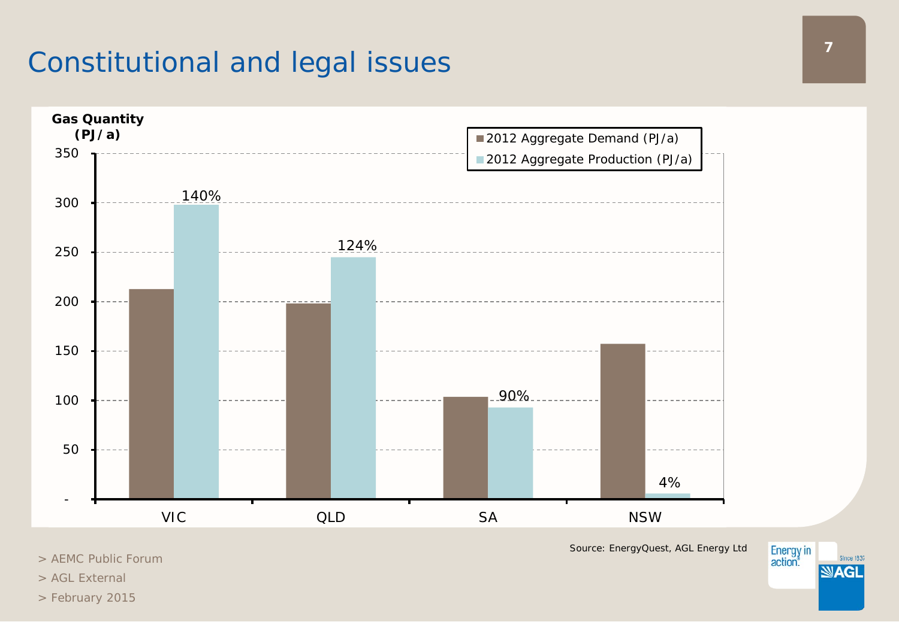# Constitutional and legal issues

Gas Quantity (PJ/a)

| | 2012 Aggregate Demand (PJ/a) | 2012 Aggregate Production (PJ/a) | Production as % of Demand |
|---|---|---|---|
| VIC | | | 140% |
| QLD | | | 124% |
| SA | | | 90% |
| NSW | | | 4% |

Source: EnergyQuest, AGL Energy Ltd

> AEMC Public Forum

> AGL External

> February 2015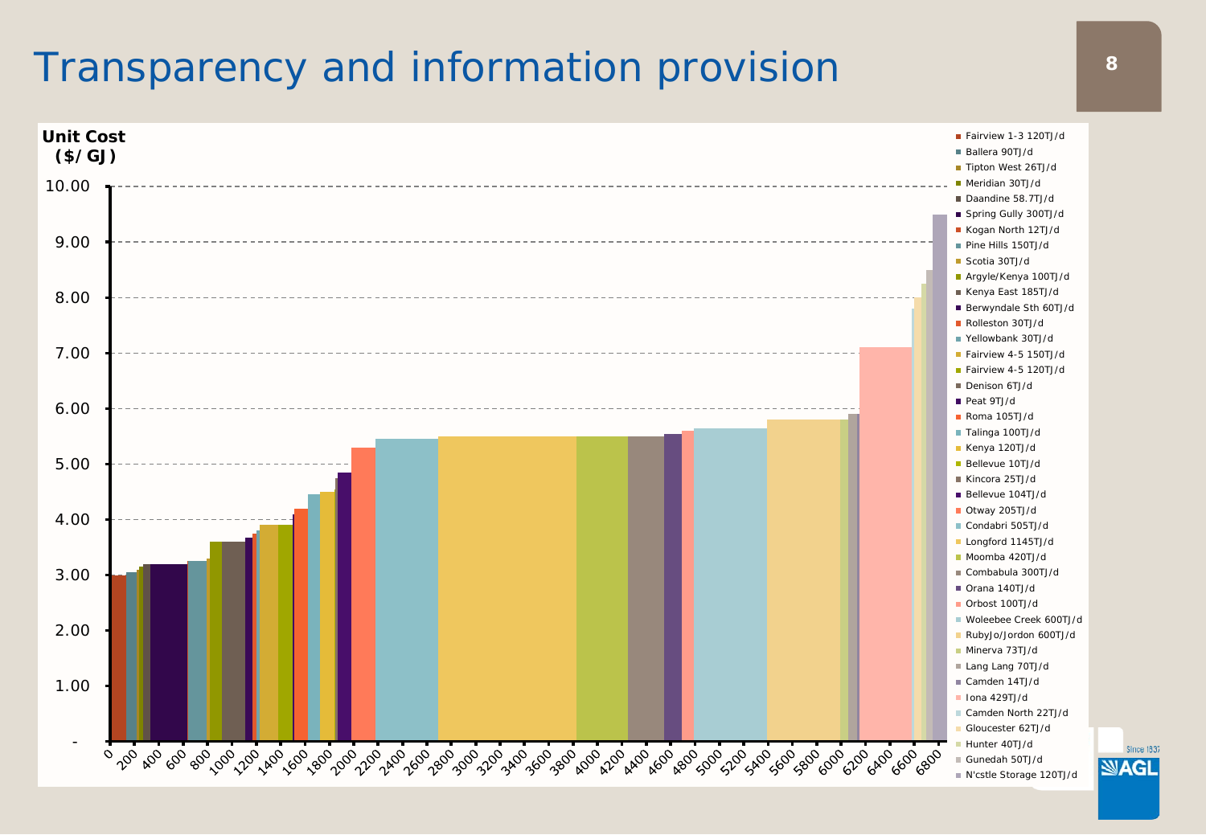# Transparency and information provision

**Unit Cost ($/GJ)**

Y-axis: - , 1.00, 2.00, 3.00, 4.00, 5.00, 6.00, 7.00, 8.00, 9.00, 10.00

X-axis: 0, 200, 400, 600, 800, 1000, 1200, 1400, 1600, 1800, 2000, 2200, 2400, 2600, 2800, 3000, 3200, 3400, 3600, 3800, 4000, 4200, 4400, 4600, 4800, 5000, 5200, 5400, 5600, 5800, 6000, 6200, 6400, 6600, 6800

Legend:
- Fairview 1-3 120TJ/d
- Ballera 90TJ/d
- Tipton West 26TJ/d
- Meridian 30TJ/d
- Daandine 58.7TJ/d
- Spring Gully 300TJ/d
- Kogan North 12TJ/d
- Pine Hills 150TJ/d
- Scotia 30TJ/d
- Argyle/Kenya 100TJ/d
- Kenya East 185TJ/d
- Berwyndale Sth 60TJ/d
- Rolleston 30TJ/d
- Yellowbank 30TJ/d
- Fairview 4-5 150TJ/d
- Fairview 4-5 120TJ/d
- Denison 6TJ/d
- Peat 9TJ/d
- Roma 105TJ/d
- Talinga 100TJ/d
- Kenya 120TJ/d
- Bellevue 10TJ/d
- Kincora 25TJ/d
- Bellevue 104TJ/d
- Otway 205TJ/d
- Condabri 505TJ/d
- Longford 1145TJ/d
- Moomba 420TJ/d
- Combabula 300TJ/d
- Orana 140TJ/d
- Orbost 100TJ/d
- Woleebee Creek 600TJ/d
- RubyJo/Jordon 600TJ/d
- Minerva 73TJ/d
- Lang Lang 70TJ/d
- Camden 14TJ/d
- Iona 429TJ/d
- Camden North 22TJ/d
- Gloucester 62TJ/d
- Hunter 40TJ/d
- Gunedah 50TJ/d
- N'cstle Storage 120TJ/d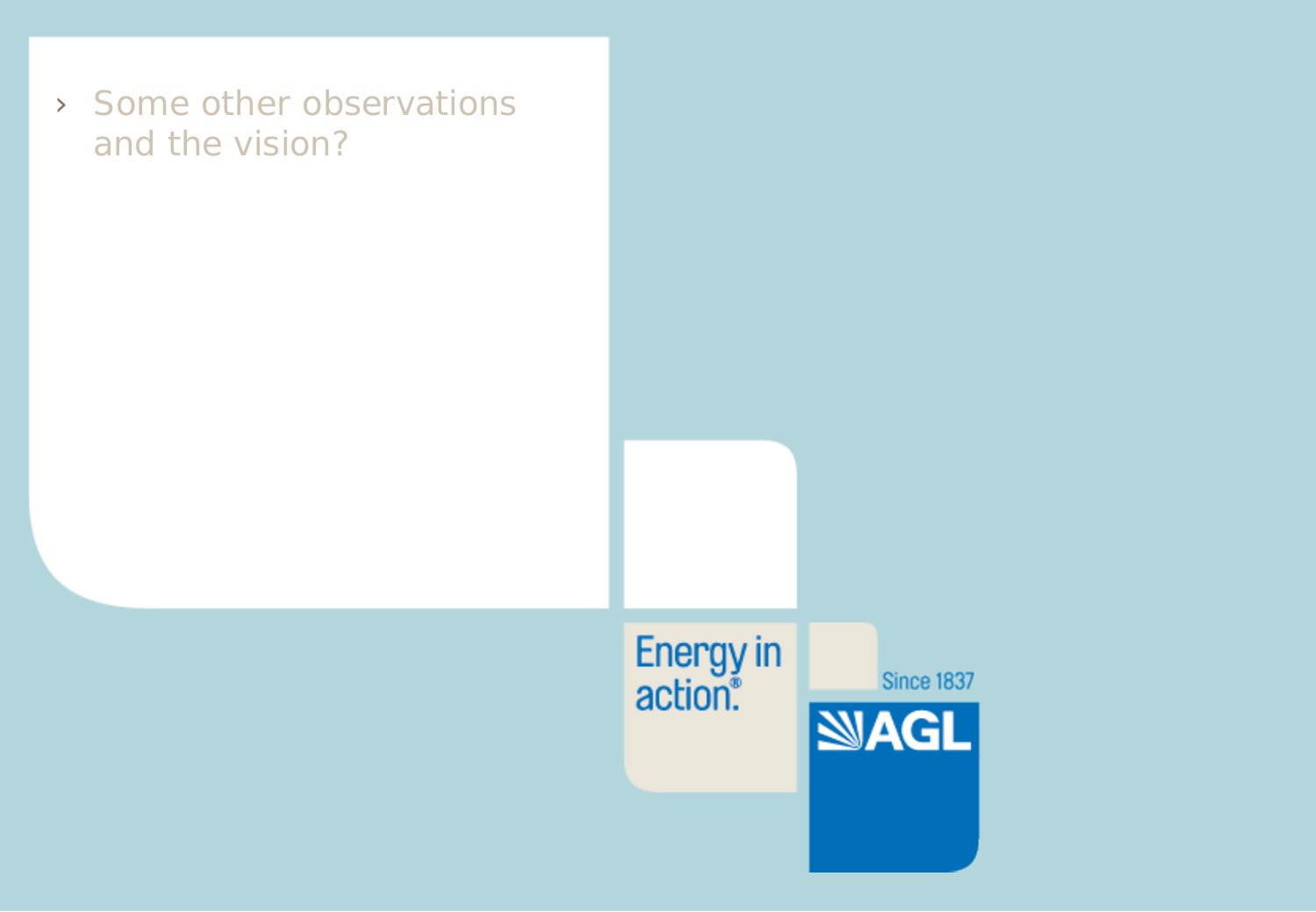- Some other observations and the vision?

Energy in action®

Since 1837

AGL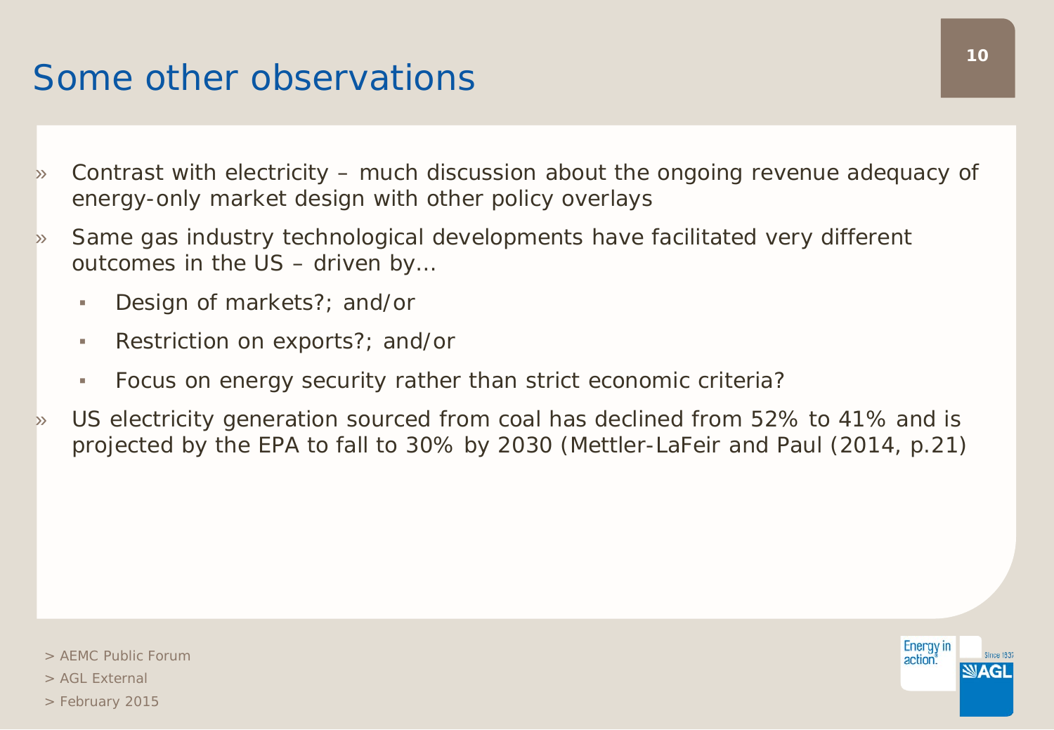# Some other observations

- Contrast with electricity – much discussion about the ongoing revenue adequacy of energy-only market design with other policy overlays
- Same gas industry technological developments have facilitated very different outcomes in the US – driven by…
  - Design of markets?; and/or
  - Restriction on exports?; and/or
  - Focus on energy security rather than strict economic criteria?
- US electricity generation sourced from coal has declined from 52% to 41% and is projected by the EPA to fall to 30% by 2030 (Mettler-LaFeir and Paul (2014, p.21)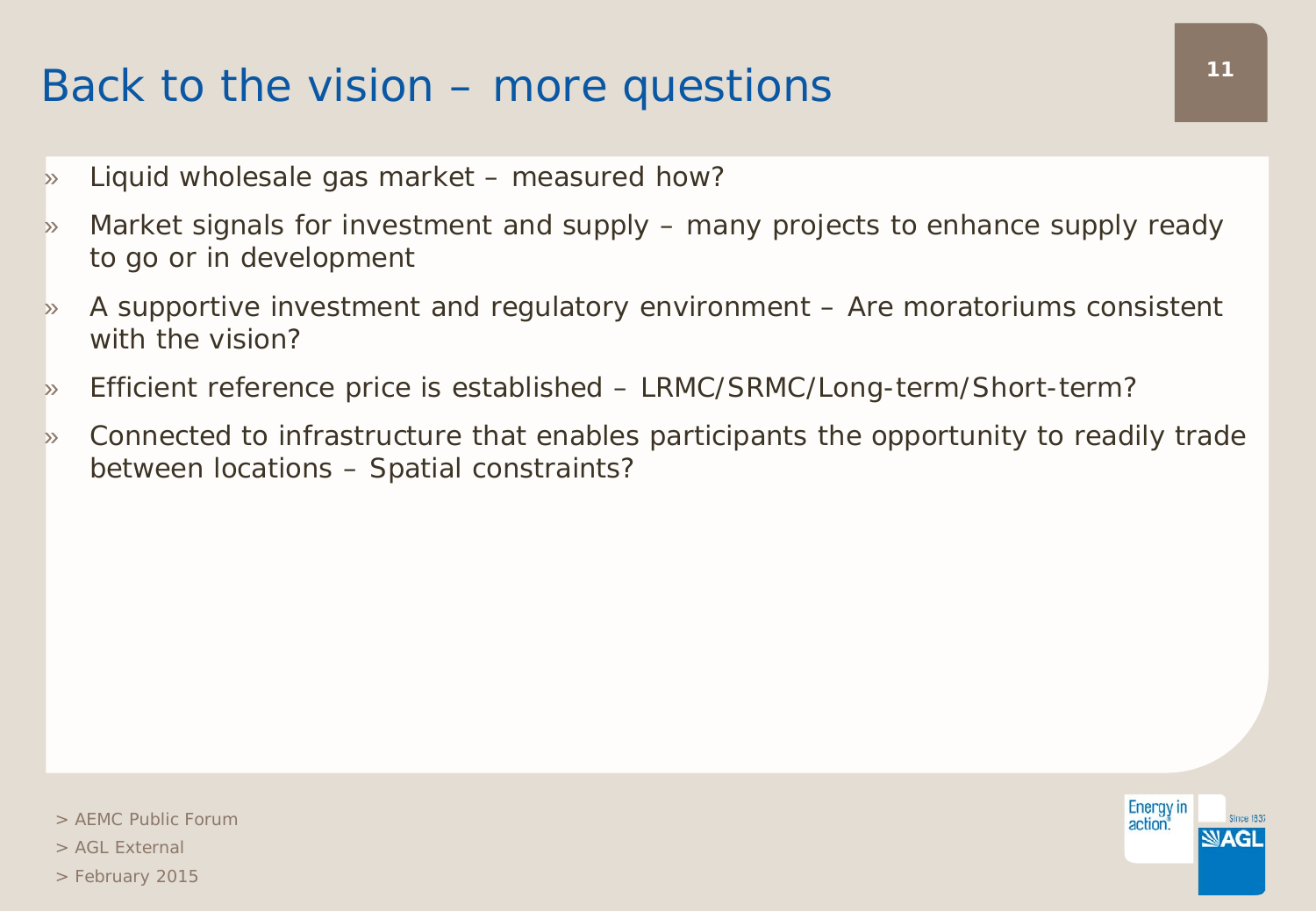# Back to the vision – more questions

- Liquid wholesale gas market – measured how?
- Market signals for investment and supply – many projects to enhance supply ready to go or in development
- A supportive investment and regulatory environment – Are moratoriums consistent with the vision?
- Efficient reference price is established – LRMC/SRMC/Long-term/Short-term?
- Connected to infrastructure that enables participants the opportunity to readily trade between locations – Spatial constraints?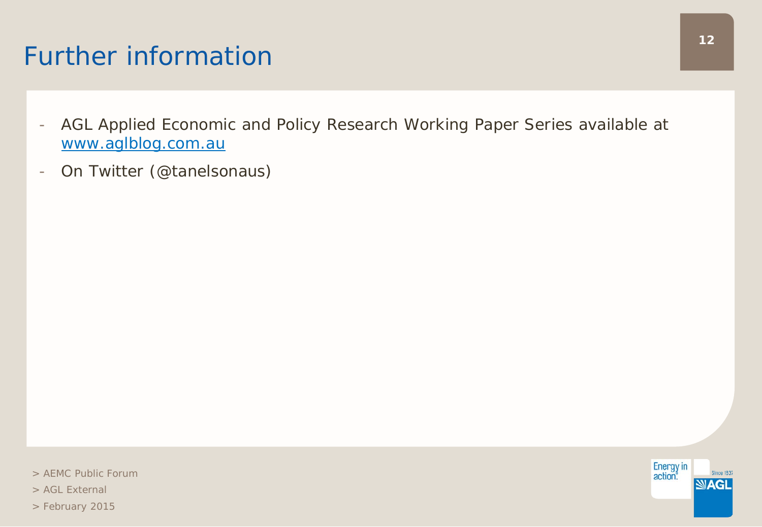# Further information

- AGL Applied Economic and Policy Research Working Paper Series available at [www.aglblog.com.au](http://www.aglblog.com.au)
- On Twitter (@tanelsonaus)